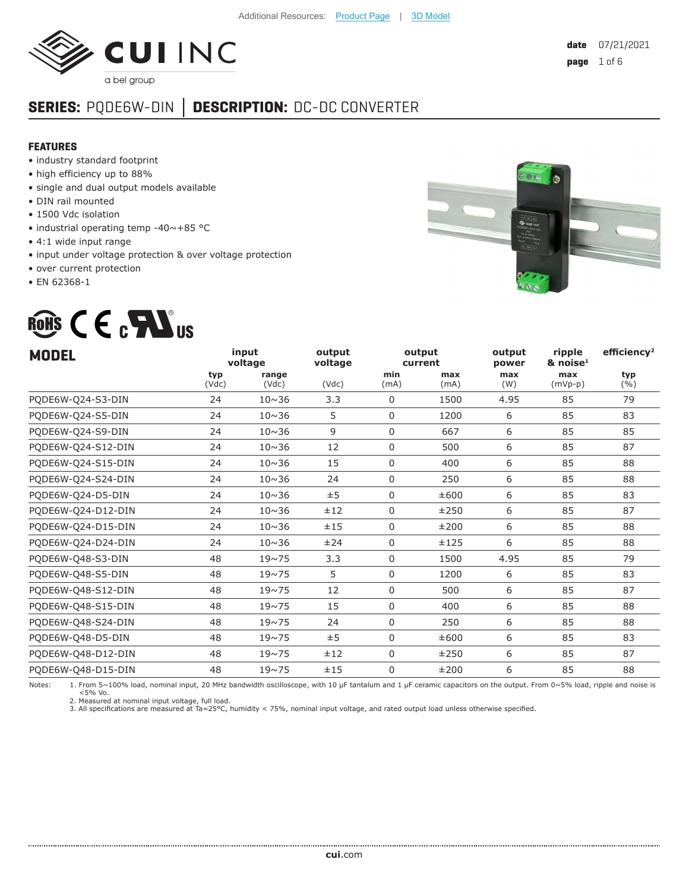Additional Resources: Product Page | 3D Model

CUI INC
a bel group

date 07/21/2021

## SERIES: PQDE6W-DIN │ DESCRIPTION: DC-DC CONVERTER

### FEATURES

- industry standard footprint
- high efficiency up to 88%
- single and dual output models available
- DIN rail mounted
- 1500 Vdc isolation
- industrial operating temp -40~+85 °C
- 4:1 wide input range
- input under voltage protection & over voltage protection
- over current protection
- EN 62368-1

| MODEL | input voltage | | output voltage | output current | | output power | ripple & noise[1] | efficiency[2] |
|---|---|---|---|---|---|---|---|---|
| | typ (Vdc) | range (Vdc) | (Vdc) | min (mA) | max (mA) | max (W) | max (mVp-p) | typ (%) |
| PQDE6W-Q24-S3-DIN | 24 | 10~36 | 3.3 | 0 | 1500 | 4.95 | 85 | 79 |
| PQDE6W-Q24-S5-DIN | 24 | 10~36 | 5 | 0 | 1200 | 6 | 85 | 83 |
| PQDE6W-Q24-S9-DIN | 24 | 10~36 | 9 | 0 | 667 | 6 | 85 | 85 |
| PQDE6W-Q24-S12-DIN | 24 | 10~36 | 12 | 0 | 500 | 6 | 85 | 87 |
| PQDE6W-Q24-S15-DIN | 24 | 10~36 | 15 | 0 | 400 | 6 | 85 | 88 |
| PQDE6W-Q24-S24-DIN | 24 | 10~36 | 24 | 0 | 250 | 6 | 85 | 88 |
| PQDE6W-Q24-D5-DIN | 24 | 10~36 | ±5 | 0 | ±600 | 6 | 85 | 83 |
| PQDE6W-Q24-D12-DIN | 24 | 10~36 | ±12 | 0 | ±250 | 6 | 85 | 87 |
| PQDE6W-Q24-D15-DIN | 24 | 10~36 | ±15 | 0 | ±200 | 6 | 85 | 88 |
| PQDE6W-Q24-D24-DIN | 24 | 10~36 | ±24 | 0 | ±125 | 6 | 85 | 88 |
| PQDE6W-Q48-S3-DIN | 48 | 19~75 | 3.3 | 0 | 1500 | 4.95 | 85 | 79 |
| PQDE6W-Q48-S5-DIN | 48 | 19~75 | 5 | 0 | 1200 | 6 | 85 | 83 |
| PQDE6W-Q48-S12-DIN | 48 | 19~75 | 12 | 0 | 500 | 6 | 85 | 87 |
| PQDE6W-Q48-S15-DIN | 48 | 19~75 | 15 | 0 | 400 | 6 | 85 | 88 |
| PQDE6W-Q48-S24-DIN | 48 | 19~75 | 24 | 0 | 250 | 6 | 85 | 88 |
| PQDE6W-Q48-D5-DIN | 48 | 19~75 | ±5 | 0 | ±600 | 6 | 85 | 83 |
| PQDE6W-Q48-D12-DIN | 48 | 19~75 | ±12 | 0 | ±250 | 6 | 85 | 87 |
| PQDE6W-Q48-D15-DIN | 48 | 19~75 | ±15 | 0 | ±200 | 6 | 85 | 88 |

Notes:
1. From 5~100% load, nominal input, 20 MHz bandwidth oscilloscope, with 10 μF tantalum and 1 μF ceramic capacitors on the output. From 0~5% load, ripple and noise is <5% Vo.
2. Measured at nominal input voltage, full load.
3. All specifications are measured at Ta=25°C, humidity < 75%, nominal input voltage, and rated output load unless otherwise specified.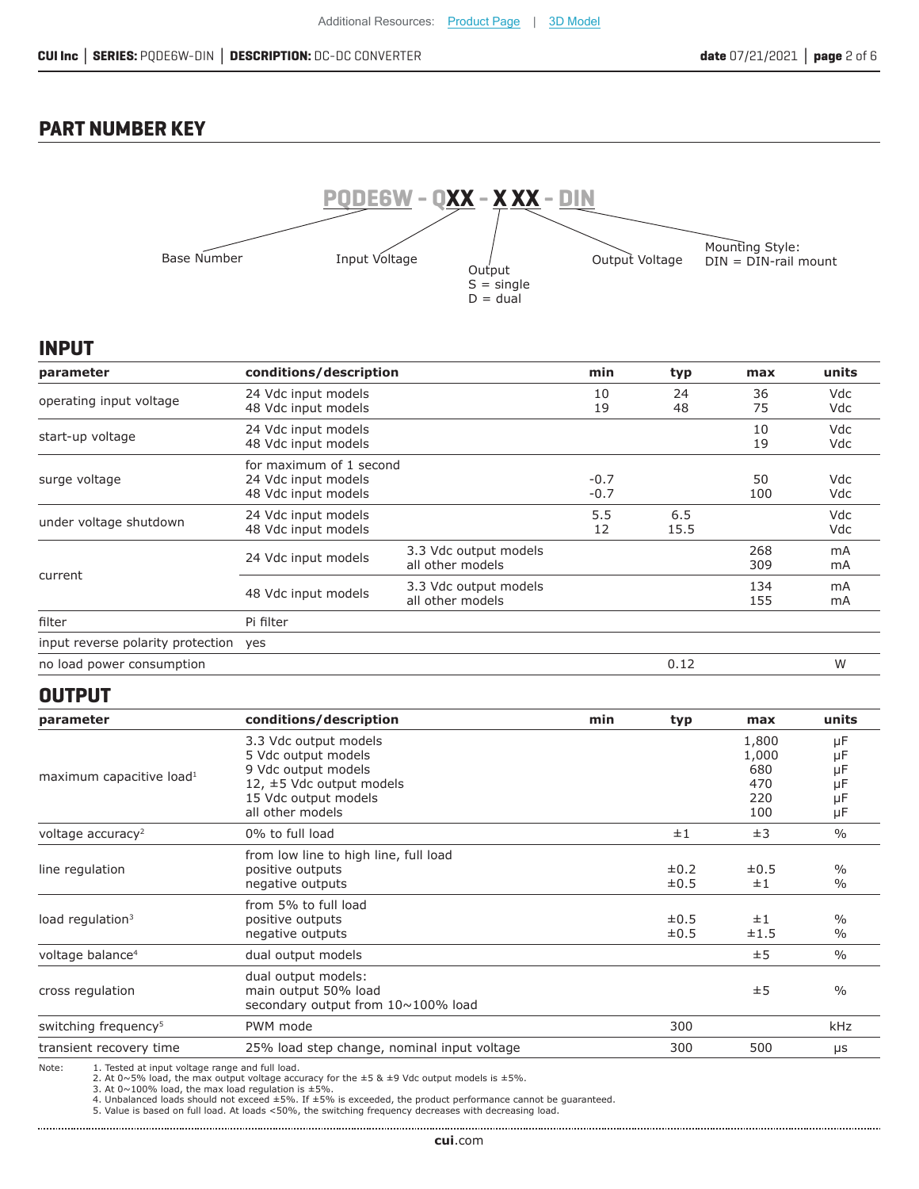## PART NUMBER KEY

PQDE6W - QXX - X XX - DIN

- Base Number: PQDE6W
- Input Voltage: QXX
- Output: S = single, D = dual
- Output Voltage: XX
- Mounting Style: DIN = DIN-rail mount

## INPUT

| parameter | conditions/description | | min | typ | max | units |
|---|---|---|---|---|---|---|
| operating input voltage | 24 Vdc input models<br>48 Vdc input models | | 10<br>19 | 24<br>48 | 36<br>75 | Vdc<br>Vdc |
| start-up voltage | 24 Vdc input models<br>48 Vdc input models | | | | 10<br>19 | Vdc<br>Vdc |
| surge voltage | for maximum of 1 second<br>24 Vdc input models<br>48 Vdc input models | | -0.7<br>-0.7 | | 50<br>100 | Vdc<br>Vdc |
| under voltage shutdown | 24 Vdc input models<br>48 Vdc input models | | 5.5<br>12 | 6.5<br>15.5 | | Vdc<br>Vdc |
| current | 24 Vdc input models | 3.3 Vdc output models<br>all other models | | | 268<br>309 | mA<br>mA |
| | 48 Vdc input models | 3.3 Vdc output models<br>all other models | | | 134<br>155 | mA<br>mA |
| filter | Pi filter | | | | | |
| input reverse polarity protection | yes | | | | | |
| no load power consumption | | | | 0.12 | | W |

## OUTPUT

| parameter | conditions/description | min | typ | max | units |
|---|---|---|---|---|---|
| maximum capacitive load[1] | 3.3 Vdc output models<br>5 Vdc output models<br>9 Vdc output models<br>12, ±5 Vdc output models<br>15 Vdc output models<br>all other models | | | 1,800<br>1,000<br>680<br>470<br>220<br>100 | μF<br>μF<br>μF<br>μF<br>μF<br>μF |
| voltage accuracy[2] | 0% to full load | | ±1 | ±3 | % |
| line regulation | from low line to high line, full load<br>positive outputs<br>negative outputs | | ±0.2<br>±0.5 | ±0.5<br>±1 | %<br>% |
| load regulation[3] | from 5% to full load<br>positive outputs<br>negative outputs | | ±0.5<br>±0.5 | ±1<br>±1.5 | %<br>% |
| voltage balance[4] | dual output models | | | ±5 | % |
| cross regulation | dual output models:<br>main output 50% load<br>secondary output from 10~100% load | | | ±5 | % |
| switching frequency[5] | PWM mode | | 300 | | kHz |
| transient recovery time | 25% load step change, nominal input voltage | | 300 | 500 | μs |

Note:
1. Tested at input voltage range and full load.
2. At 0~5% load, the max output voltage accuracy for the ±5 & ±9 Vdc output models is ±5%.
3. At 0~100% load, the max load regulation is ±5%.
4. Unbalanced loads should not exceed ±5%. If ±5% is exceeded, the product performance cannot be guaranteed.
5. Value is based on full load. At loads <50%, the switching frequency decreases with decreasing load.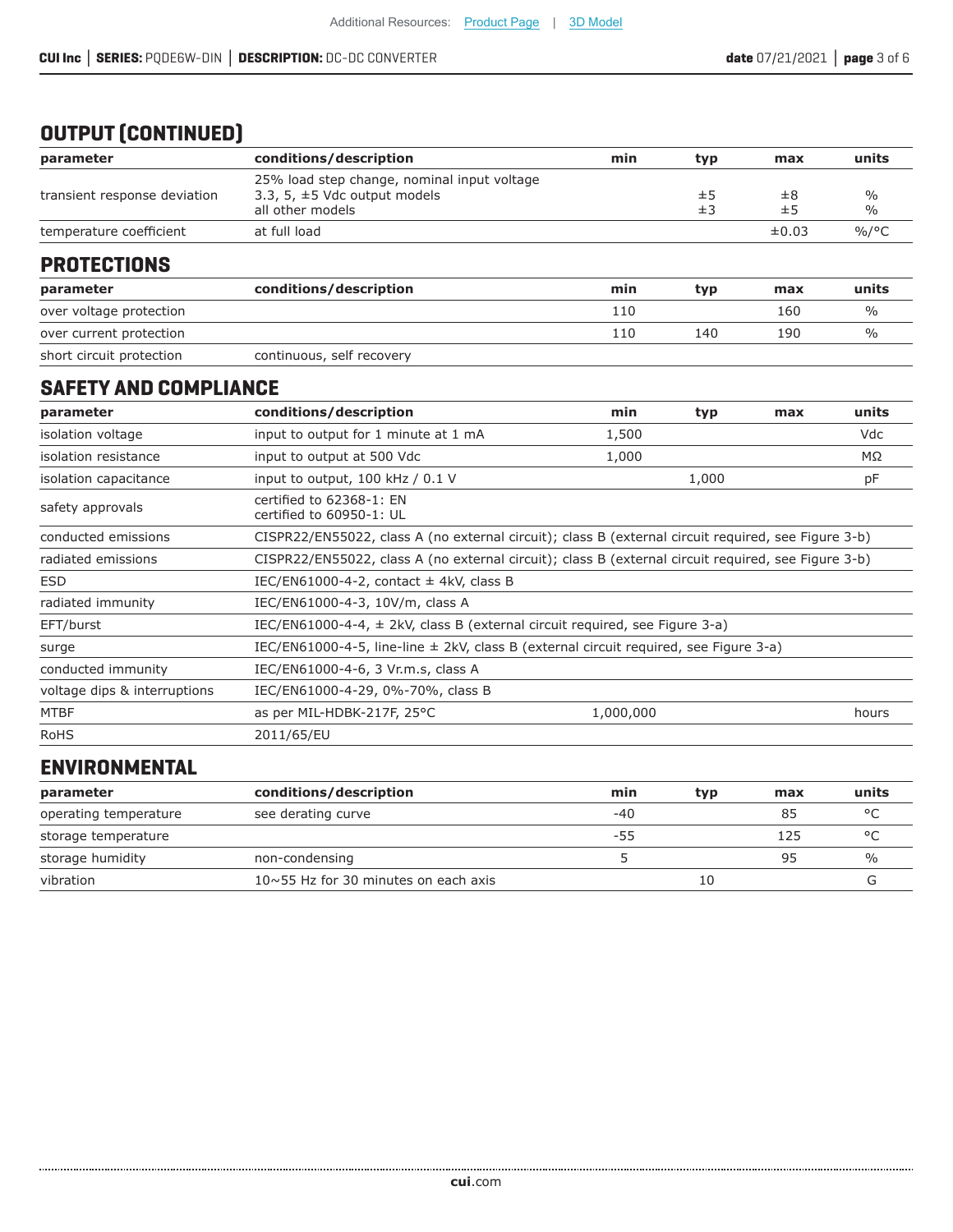## OUTPUT (CONTINUED)

| parameter | conditions/description | min | typ | max | units |
|---|---|---|---|---|---|
| transient response deviation | 25% load step change, nominal input voltage<br>3.3, 5, ±5 Vdc output models<br>all other models | | ±5<br>±3 | ±8<br>±5 | %<br>% |
| temperature coefficient | at full load | | | ±0.03 | %/°C |

## PROTECTIONS

| parameter | conditions/description | min | typ | max | units |
|---|---|---|---|---|---|
| over voltage protection | | 110 | | 160 | % |
| over current protection | | 110 | 140 | 190 | % |
| short circuit protection | continuous, self recovery | | | | |

## SAFETY AND COMPLIANCE

| parameter | conditions/description | min | typ | max | units |
|---|---|---|---|---|---|
| isolation voltage | input to output for 1 minute at 1 mA | 1,500 | | | Vdc |
| isolation resistance | input to output at 500 Vdc | 1,000 | | | MΩ |
| isolation capacitance | input to output, 100 kHz / 0.1 V | | 1,000 | | pF |
| safety approvals | certified to 62368-1: EN<br>certified to 60950-1: UL | | | | |
| conducted emissions | CISPR22/EN55022, class A (no external circuit); class B (external circuit required, see Figure 3-b) | | | | |
| radiated emissions | CISPR22/EN55022, class A (no external circuit); class B (external circuit required, see Figure 3-b) | | | | |
| ESD | IEC/EN61000-4-2, contact ± 4kV, class B | | | | |
| radiated immunity | IEC/EN61000-4-3, 10V/m, class A | | | | |
| EFT/burst | IEC/EN61000-4-4, ± 2kV, class B (external circuit required, see Figure 3-a) | | | | |
| surge | IEC/EN61000-4-5, line-line ± 2kV, class B (external circuit required, see Figure 3-a) | | | | |
| conducted immunity | IEC/EN61000-4-6, 3 Vr.m.s, class A | | | | |
| voltage dips & interruptions | IEC/EN61000-4-29, 0%-70%, class B | | | | |
| MTBF | as per MIL-HDBK-217F, 25°C | 1,000,000 | | | hours |
| RoHS | 2011/65/EU | | | | |

## ENVIRONMENTAL

| parameter | conditions/description | min | typ | max | units |
|---|---|---|---|---|---|
| operating temperature | see derating curve | -40 | | 85 | °C |
| storage temperature | | -55 | | 125 | °C |
| storage humidity | non-condensing | 5 | | 95 | % |
| vibration | 10~55 Hz for 30 minutes on each axis | | 10 | | G |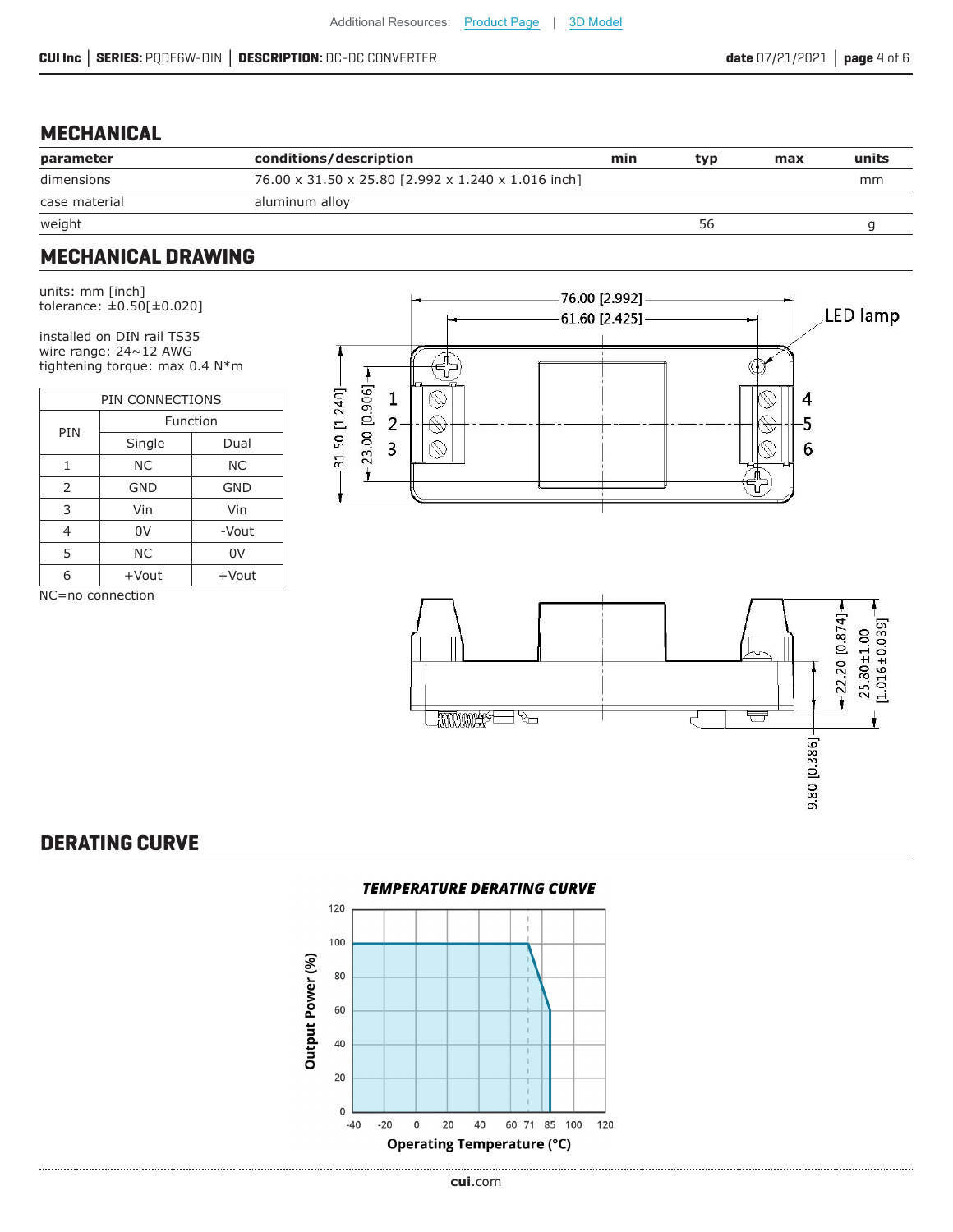## MECHANICAL

| parameter | conditions/description | min | typ | max | units |
|---|---|---|---|---|---|
| dimensions | 76.00 x 31.50 x 25.80 [2.992 x 1.240 x 1.016 inch] | | | | mm |
| case material | aluminum alloy | | | | |
| weight | | | 56 | | g |

## MECHANICAL DRAWING

units: mm [inch]
tolerance: ±0.50[±0.020]

installed on DIN rail TS35
wire range: 24~12 AWG
tightening torque: max 0.4 N*m

| PIN CONNECTIONS | | |
|---|---|---|
| PIN | Function | |
| | Single | Dual |
| 1 | NC | NC |
| 2 | GND | GND |
| 3 | Vin | Vin |
| 4 | 0V | -Vout |
| 5 | NC | 0V |
| 6 | +Vout | +Vout |

NC=no connection

## DERATING CURVE

**TEMPERATURE DERATING CURVE**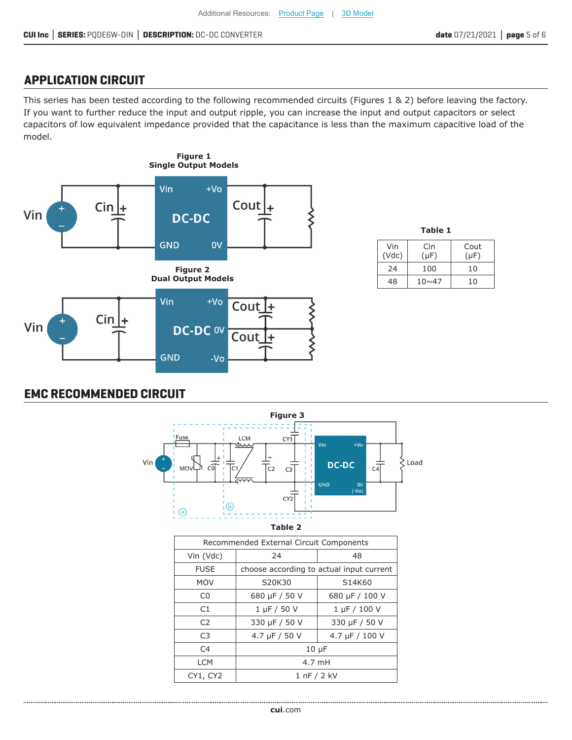Additional Resources: Product Page | 3D Model

## APPLICATION CIRCUIT

This series has been tested according to the following recommended circuits (Figures 1 & 2) before leaving the factory. If you want to further reduce the input and output ripple, you can increase the input and output capacitors or select capacitors of low equivalent impedance provided that the capacitance is less than the maximum capacitive load of the model.

**Figure 1**
**Single Output Models**

**Figure 2**
**Dual Output Models**

**Table 1**

| Vin (Vdc) | Cin (µF) | Cout (µF) |
|---|---|---|
| 24 | 100 | 10 |
| 48 | 10~47 | 10 |

## EMC RECOMMENDED CIRCUIT

**Figure 3**

**Table 2**

| Recommended External Circuit Components | | |
|---|---|---|
| Vin (Vdc) | 24 | 48 |
| FUSE | choose according to actual input current | |
| MOV | S20K30 | S14K60 |
| C0 | 680 µF / 50 V | 680 µF / 100 V |
| C1 | 1 µF / 50 V | 1 µF / 100 V |
| C2 | 330 µF / 50 V | 330 µF / 50 V |
| C3 | 4.7 µF / 50 V | 4.7 µF / 100 V |
| C4 | 10 µF | |
| LCM | 4.7 mH | |
| CY1, CY2 | 1 nF / 2 kV | |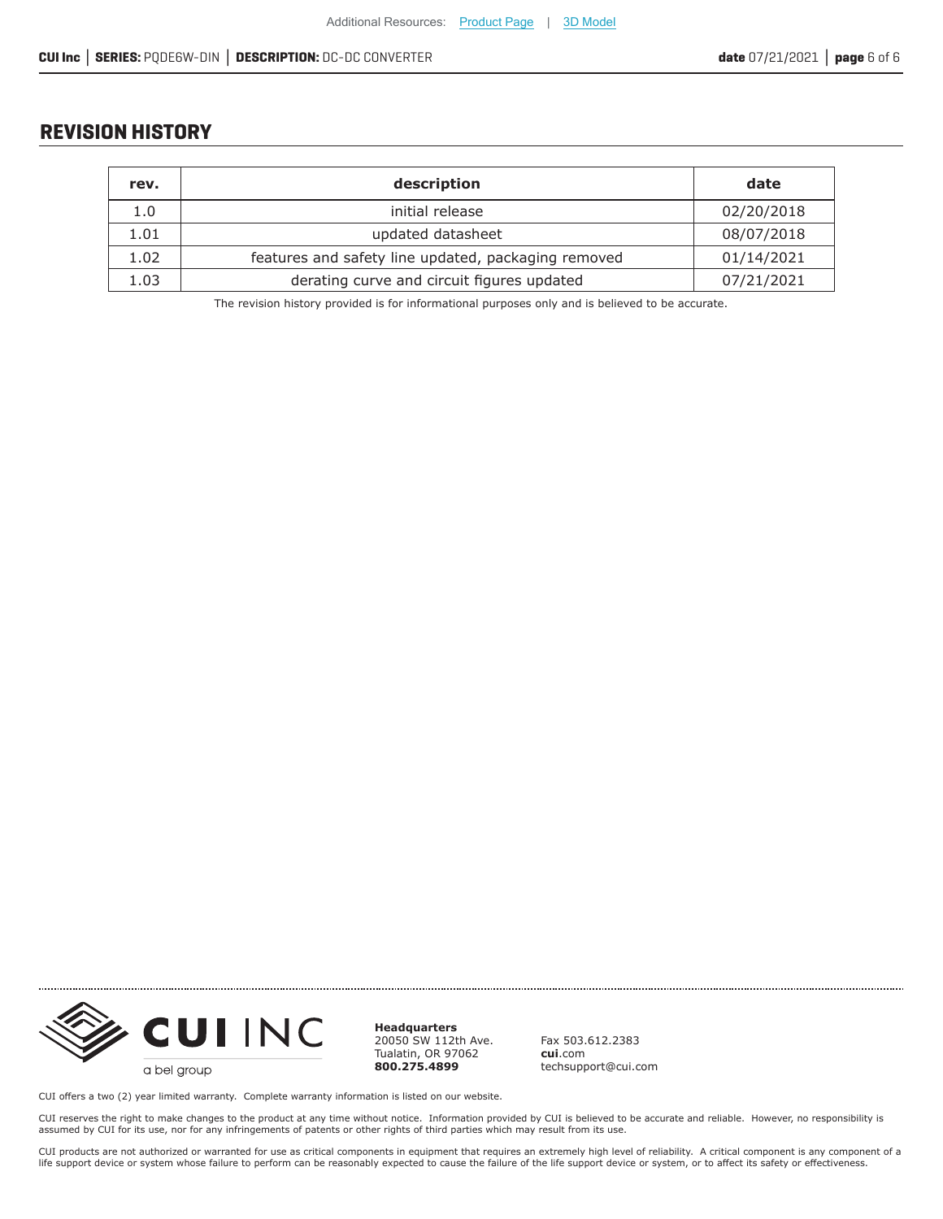## REVISION HISTORY

| rev. | description | date |
| --- | --- | --- |
| 1.0 | initial release | 02/20/2018 |
| 1.01 | updated datasheet | 08/07/2018 |
| 1.02 | features and safety line updated, packaging removed | 01/14/2021 |
| 1.03 | derating curve and circuit figures updated | 07/21/2021 |

The revision history provided is for informational purposes only and is believed to be accurate.

**CUI INC**
a bel group

**Headquarters**
20050 SW 112th Ave.
Tualatin, OR 97062
**800.275.4899**

Fax 503.612.2383
**cui**.com
techsupport@cui.com

CUI offers a two (2) year limited warranty. Complete warranty information is listed on our website.

CUI reserves the right to make changes to the product at any time without notice. Information provided by CUI is believed to be accurate and reliable. However, no responsibility is assumed by CUI for its use, nor for any infringements of patents or other rights of third parties which may result from its use.

CUI products are not authorized or warranted for use as critical components in equipment that requires an extremely high level of reliability. A critical component is any component of a life support device or system whose failure to perform can be reasonably expected to cause the failure of the life support device or system, or to affect its safety or effectiveness.